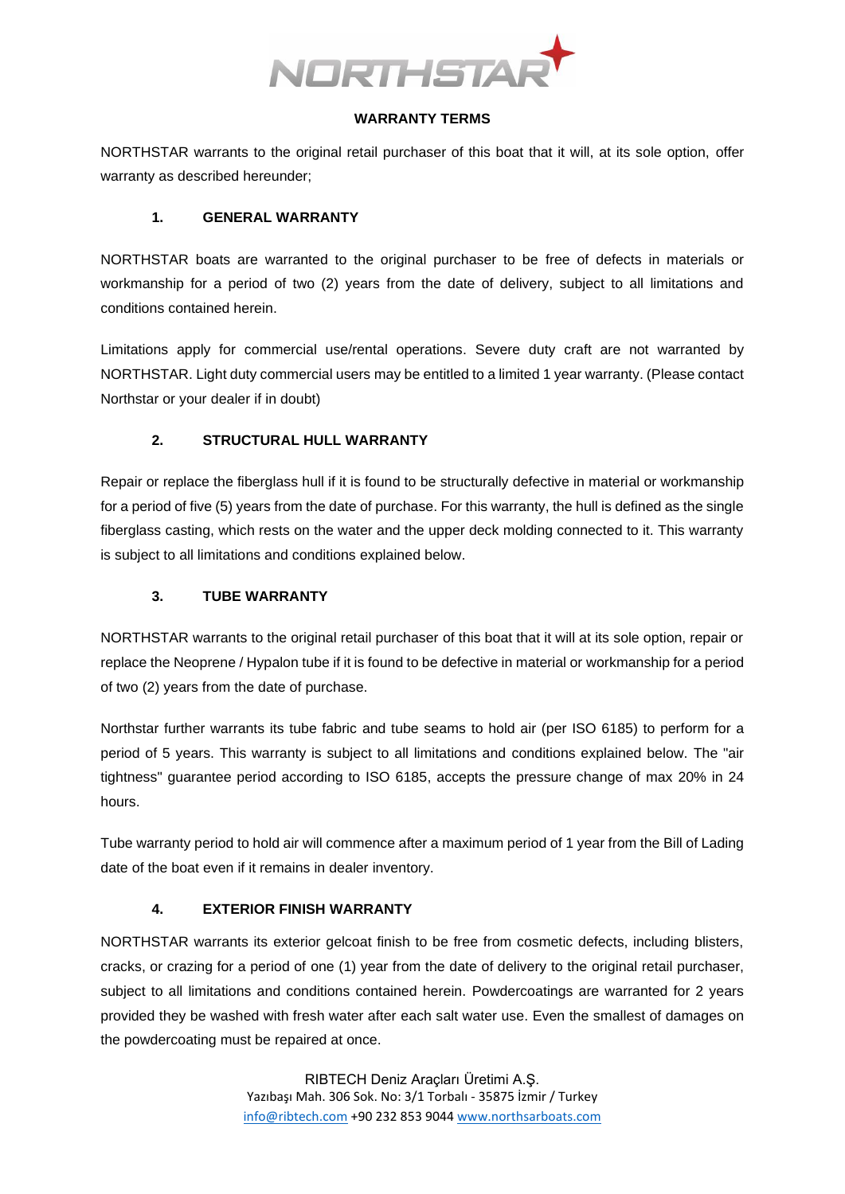**NORTHSTAR**

# WARRANTY TERMS

NORTHSTAR warrants to the original retail purchaser of this boat that it will, at its sole option, offer warranty as described hereunder;

## 1. GENERAL WARRANTY

NORTHSTAR boats are warranted to the original purchaser to be free of defects in materials or workmanship for a period of two (2) years from the date of delivery, subject to all limitations and conditions contained herein.

Limitations apply for commercial use/rental operations. Severe duty craft are not warranted by NORTHSTAR. Light duty commercial users may be entitled to a limited 1 year warranty. (Please contact Northstar or your dealer if in doubt)

## 2. STRUCTURAL HULL WARRANTY

Repair or replace the fiberglass hull if it is found to be structurally defective in material or workmanship for a period of five (5) years from the date of purchase. For this warranty, the hull is defined as the single fiberglass casting, which rests on the water and the upper deck molding connected to it. This warranty is subject to all limitations and conditions explained below.

## 3. TUBE WARRANTY

NORTHSTAR warrants to the original retail purchaser of this boat that it will at its sole option, repair or replace the Neoprene / Hypalon tube if it is found to be defective in material or workmanship for a period of two (2) years from the date of purchase.

Northstar further warrants its tube fabric and tube seams to hold air (per ISO 6185) to perform for a period of 5 years. This warranty is subject to all limitations and conditions explained below. The "air tightness" guarantee period according to ISO 6185, accepts the pressure change of max 20% in 24 hours.

Tube warranty period to hold air will commence after a maximum period of 1 year from the Bill of Lading date of the boat even if it remains in dealer inventory.

## 4. EXTERIOR FINISH WARRANTY

NORTHSTAR warrants its exterior gelcoat finish to be free from cosmetic defects, including blisters, cracks, or crazing for a period of one (1) year from the date of delivery to the original retail purchaser, subject to all limitations and conditions contained herein. Powdercoatings are warranted for 2 years provided they be washed with fresh water after each salt water use. Even the smallest of damages on the powdercoating must be repaired at once.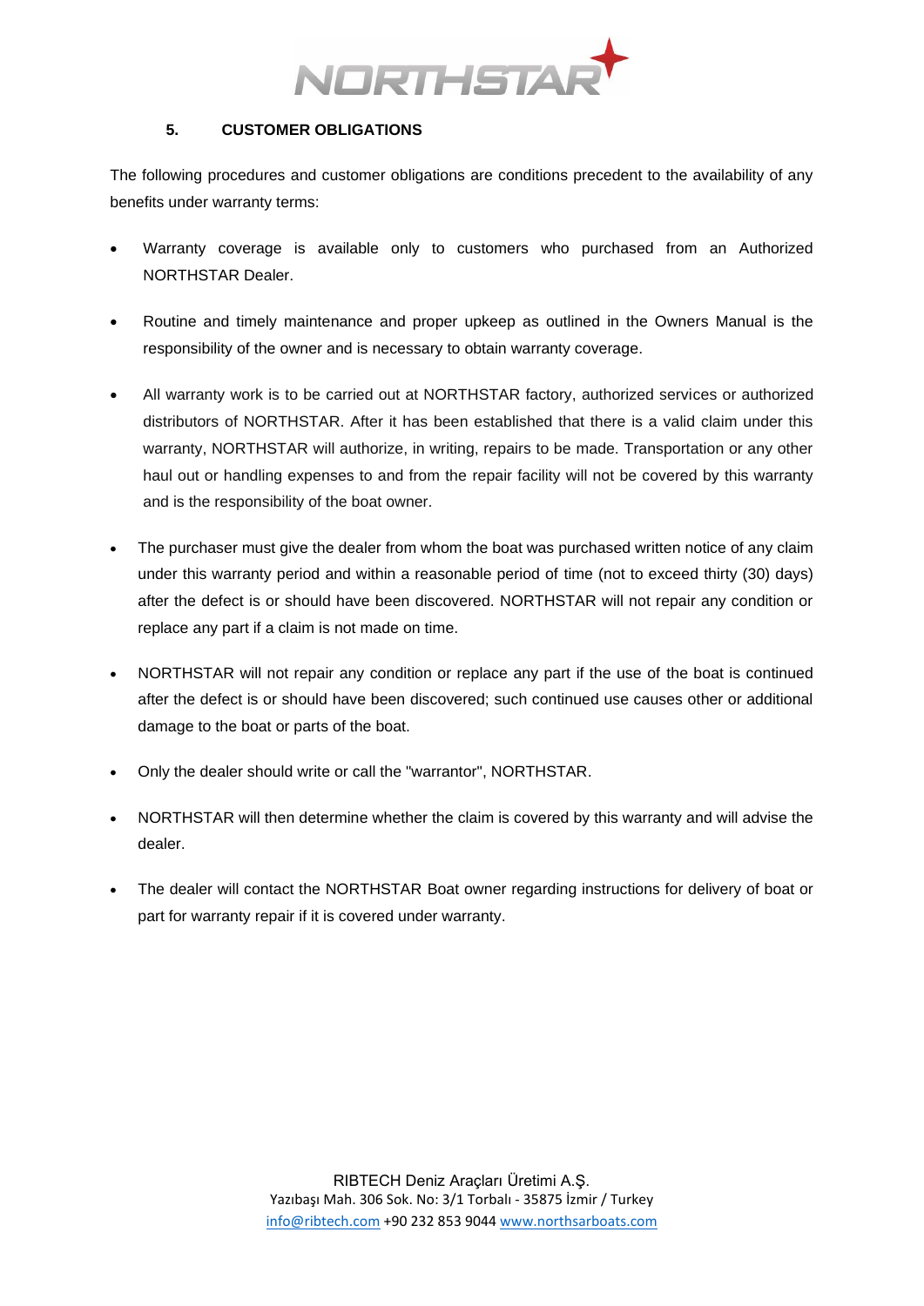## 5. CUSTOMER OBLIGATIONS

The following procedures and customer obligations are conditions precedent to the availability of any benefits under warranty terms:

- Warranty coverage is available only to customers who purchased from an Authorized NORTHSTAR Dealer.
- Routine and timely maintenance and proper upkeep as outlined in the Owners Manual is the responsibility of the owner and is necessary to obtain warranty coverage.
- All warranty work is to be carried out at NORTHSTAR factory, authorized services or authorized distributors of NORTHSTAR. After it has been established that there is a valid claim under this warranty, NORTHSTAR will authorize, in writing, repairs to be made. Transportation or any other haul out or handling expenses to and from the repair facility will not be covered by this warranty and is the responsibility of the boat owner.
- The purchaser must give the dealer from whom the boat was purchased written notice of any claim under this warranty period and within a reasonable period of time (not to exceed thirty (30) days) after the defect is or should have been discovered. NORTHSTAR will not repair any condition or replace any part if a claim is not made on time.
- NORTHSTAR will not repair any condition or replace any part if the use of the boat is continued after the defect is or should have been discovered; such continued use causes other or additional damage to the boat or parts of the boat.
- Only the dealer should write or call the "warrantor", NORTHSTAR.
- NORTHSTAR will then determine whether the claim is covered by this warranty and will advise the dealer.
- The dealer will contact the NORTHSTAR Boat owner regarding instructions for delivery of boat or part for warranty repair if it is covered under warranty.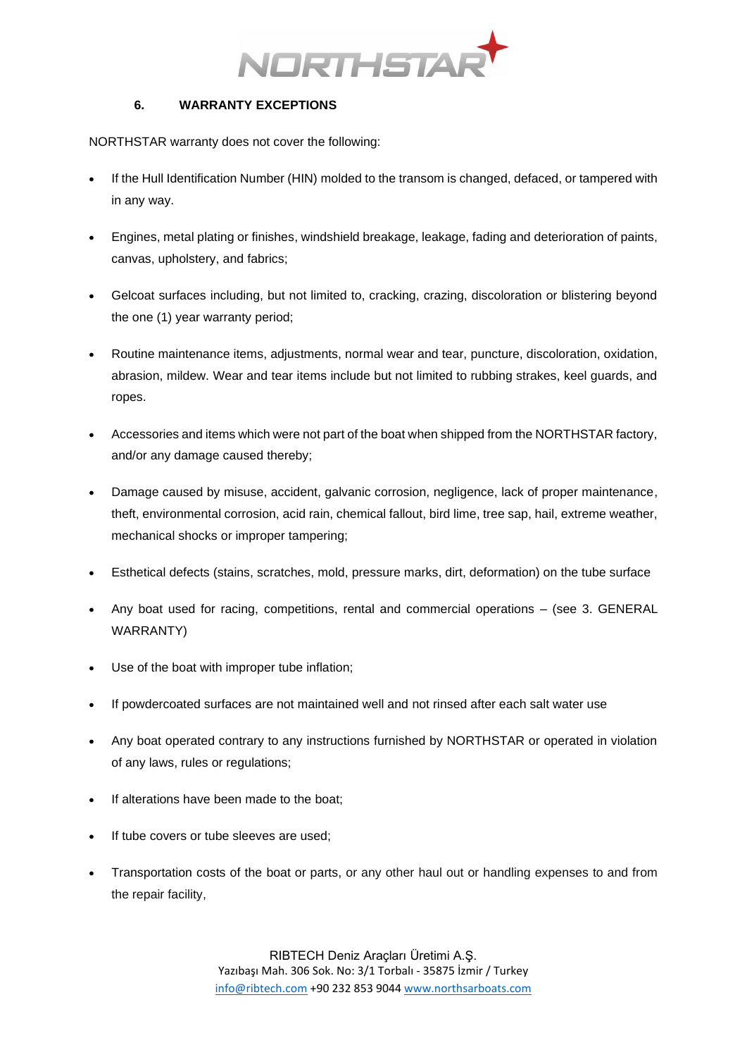## 6. WARRANTY EXCEPTIONS

NORTHSTAR warranty does not cover the following:

- If the Hull Identification Number (HIN) molded to the transom is changed, defaced, or tampered with in any way.
- Engines, metal plating or finishes, windshield breakage, leakage, fading and deterioration of paints, canvas, upholstery, and fabrics;
- Gelcoat surfaces including, but not limited to, cracking, crazing, discoloration or blistering beyond the one (1) year warranty period;
- Routine maintenance items, adjustments, normal wear and tear, puncture, discoloration, oxidation, abrasion, mildew. Wear and tear items include but not limited to rubbing strakes, keel guards, and ropes.
- Accessories and items which were not part of the boat when shipped from the NORTHSTAR factory, and/or any damage caused thereby;
- Damage caused by misuse, accident, galvanic corrosion, negligence, lack of proper maintenance, theft, environmental corrosion, acid rain, chemical fallout, bird lime, tree sap, hail, extreme weather, mechanical shocks or improper tampering;
- Esthetical defects (stains, scratches, mold, pressure marks, dirt, deformation) on the tube surface
- Any boat used for racing, competitions, rental and commercial operations – (see 3. GENERAL WARRANTY)
- Use of the boat with improper tube inflation;
- If powdercoated surfaces are not maintained well and not rinsed after each salt water use
- Any boat operated contrary to any instructions furnished by NORTHSTAR or operated in violation of any laws, rules or regulations;
- If alterations have been made to the boat;
- If tube covers or tube sleeves are used;
- Transportation costs of the boat or parts, or any other haul out or handling expenses to and from the repair facility,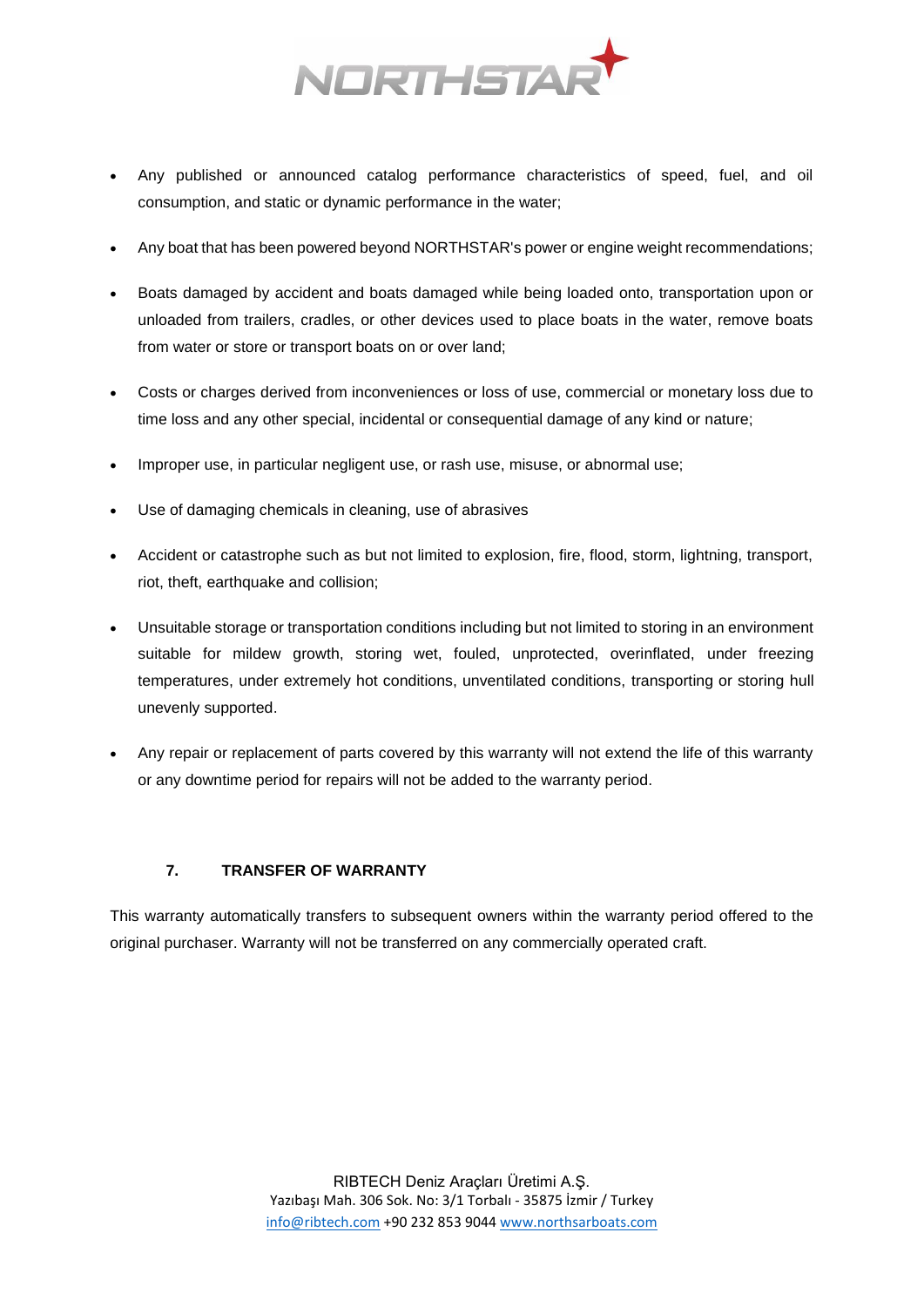- Any published or announced catalog performance characteristics of speed, fuel, and oil consumption, and static or dynamic performance in the water;
- Any boat that has been powered beyond NORTHSTAR's power or engine weight recommendations;
- Boats damaged by accident and boats damaged while being loaded onto, transportation upon or unloaded from trailers, cradles, or other devices used to place boats in the water, remove boats from water or store or transport boats on or over land;
- Costs or charges derived from inconveniences or loss of use, commercial or monetary loss due to time loss and any other special, incidental or consequential damage of any kind or nature;
- Improper use, in particular negligent use, or rash use, misuse, or abnormal use;
- Use of damaging chemicals in cleaning, use of abrasives
- Accident or catastrophe such as but not limited to explosion, fire, flood, storm, lightning, transport, riot, theft, earthquake and collision;
- Unsuitable storage or transportation conditions including but not limited to storing in an environment suitable for mildew growth, storing wet, fouled, unprotected, overinflated, under freezing temperatures, under extremely hot conditions, unventilated conditions, transporting or storing hull unevenly supported.
- Any repair or replacement of parts covered by this warranty will not extend the life of this warranty or any downtime period for repairs will not be added to the warranty period.

## 7. TRANSFER OF WARRANTY

This warranty automatically transfers to subsequent owners within the warranty period offered to the original purchaser. Warranty will not be transferred on any commercially operated craft.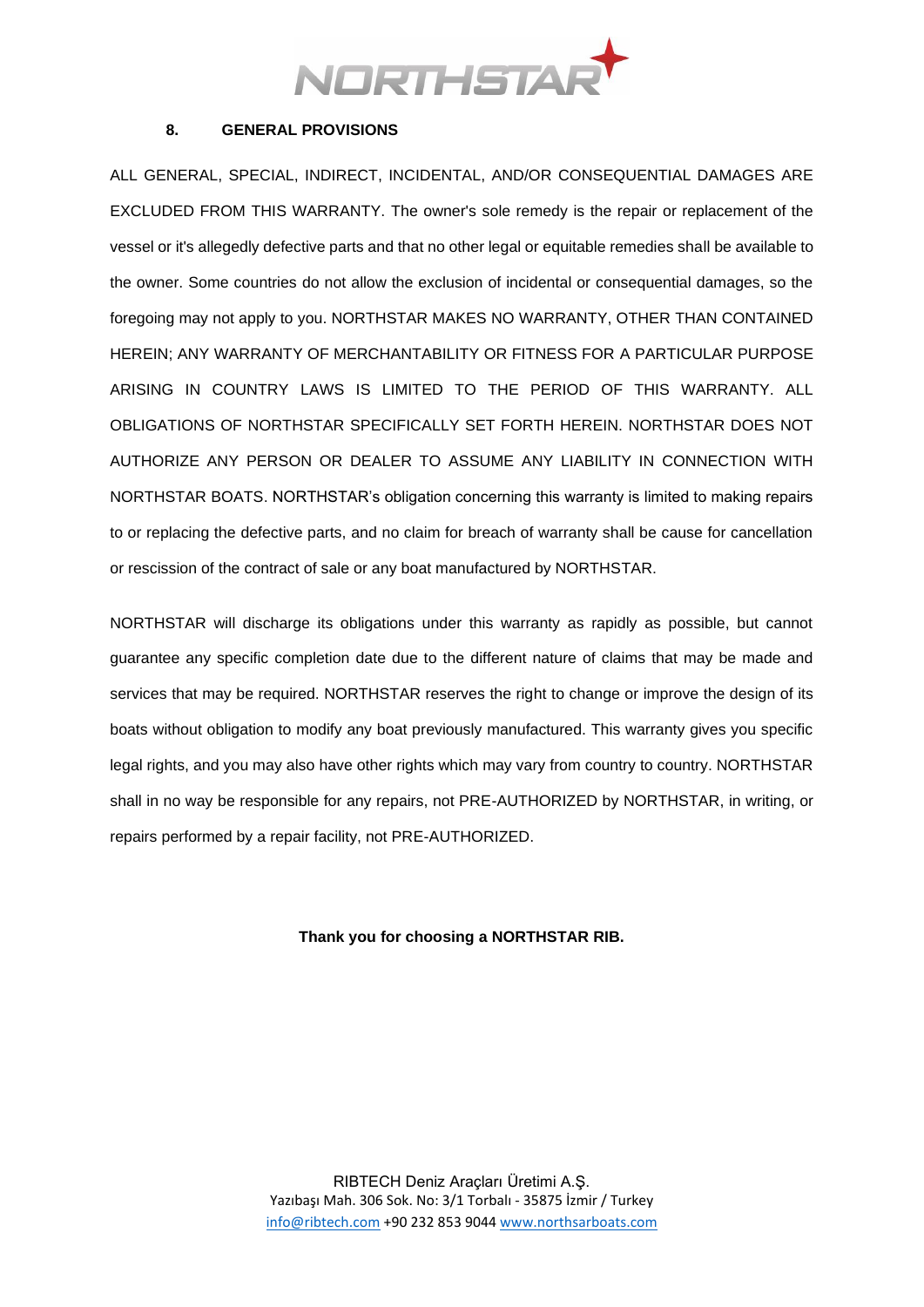## 8. GENERAL PROVISIONS

ALL GENERAL, SPECIAL, INDIRECT, INCIDENTAL, AND/OR CONSEQUENTIAL DAMAGES ARE EXCLUDED FROM THIS WARRANTY. The owner's sole remedy is the repair or replacement of the vessel or it's allegedly defective parts and that no other legal or equitable remedies shall be available to the owner. Some countries do not allow the exclusion of incidental or consequential damages, so the foregoing may not apply to you. NORTHSTAR MAKES NO WARRANTY, OTHER THAN CONTAINED HEREIN; ANY WARRANTY OF MERCHANTABILITY OR FITNESS FOR A PARTICULAR PURPOSE ARISING IN COUNTRY LAWS IS LIMITED TO THE PERIOD OF THIS WARRANTY. ALL OBLIGATIONS OF NORTHSTAR SPECIFICALLY SET FORTH HEREIN. NORTHSTAR DOES NOT AUTHORIZE ANY PERSON OR DEALER TO ASSUME ANY LIABILITY IN CONNECTION WITH NORTHSTAR BOATS. NORTHSTAR's obligation concerning this warranty is limited to making repairs to or replacing the defective parts, and no claim for breach of warranty shall be cause for cancellation or rescission of the contract of sale or any boat manufactured by NORTHSTAR.

NORTHSTAR will discharge its obligations under this warranty as rapidly as possible, but cannot guarantee any specific completion date due to the different nature of claims that may be made and services that may be required. NORTHSTAR reserves the right to change or improve the design of its boats without obligation to modify any boat previously manufactured. This warranty gives you specific legal rights, and you may also have other rights which may vary from country to country. NORTHSTAR shall in no way be responsible for any repairs, not PRE-AUTHORIZED by NORTHSTAR, in writing, or repairs performed by a repair facility, not PRE-AUTHORIZED.

**Thank you for choosing a NORTHSTAR RIB.**

RIBTECH Deniz Araçları Üretimi A.Ş.
Yazıbaşı Mah. 306 Sok. No: 3/1 Torbalı - 35875 İzmir / Turkey
info@ribtech.com +90 232 853 9044 www.northsarboats.com